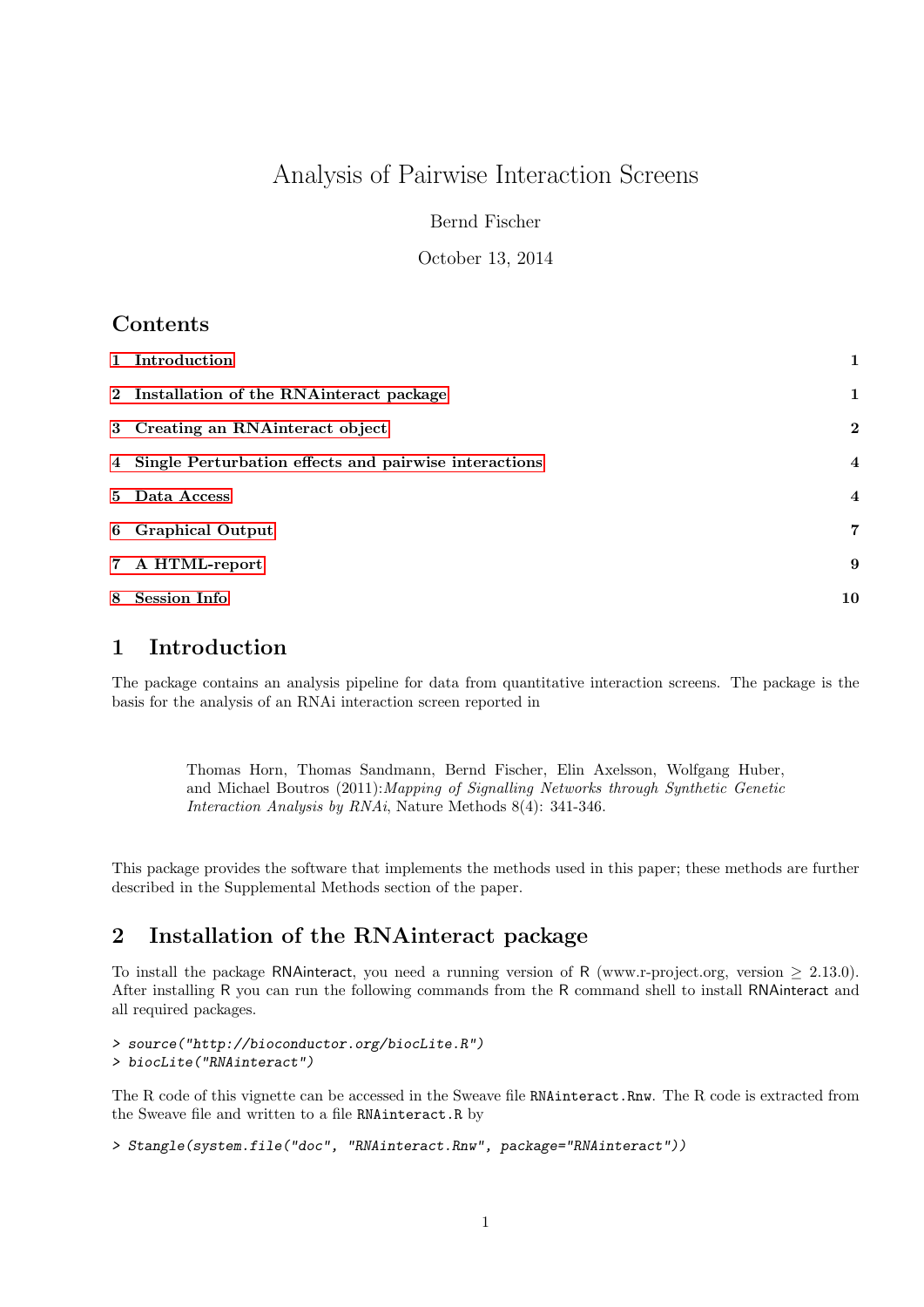# Analysis of Pairwise Interaction Screens

Bernd Fischer

October 13, 2014

## Contents

| | |
|---|---|
| 1 Introduction | 1 |
| 2 Installation of the RNAinteract package | 1 |
| 3 Creating an RNAinteract object | 2 |
| 4 Single Perturbation effects and pairwise interactions | 4 |
| 5 Data Access | 4 |
| 6 Graphical Output | 7 |
| 7 A HTML-report | 9 |
| 8 Session Info | 10 |

## 1 Introduction

The package contains an analysis pipeline for data from quantitative interaction screens. The package is the basis for the analysis of an RNAi interaction screen reported in

> Thomas Horn, Thomas Sandmann, Bernd Fischer, Elin Axelsson, Wolfgang Huber, and Michael Boutros (2011):*Mapping of Signalling Networks through Synthetic Genetic Interaction Analysis by RNAi*, Nature Methods 8(4): 341-346.

This package provides the software that implements the methods used in this paper; these methods are further described in the Supplemental Methods section of the paper.

## 2 Installation of the RNAinteract package

To install the package RNAinteract, you need a running version of R (www.r-project.org, version $\geq$ 2.13.0). After installing R you can run the following commands from the R command shell to install RNAinteract and all required packages.

```
> source("http://bioconductor.org/biocLite.R")
> biocLite("RNAinteract")
```

The R code of this vignette can be accessed in the Sweave file RNAinteract.Rnw. The R code is extracted from the Sweave file and written to a file RNAinteract.R by

```
> Stangle(system.file("doc", "RNAinteract.Rnw", package="RNAinteract"))
```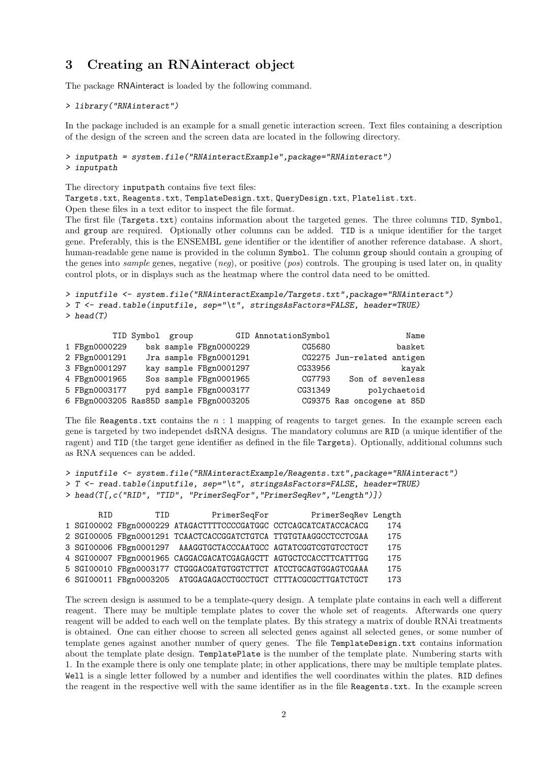## 3 Creating an RNAinteract object

The package RNAinteract is loaded by the following command.

```
> library("RNAinteract")
```

In the package included is an example for a small genetic interaction screen. Text files containing a description of the design of the screen and the screen data are located in the following directory.

```
> inputpath = system.file("RNAinteractExample",package="RNAinteract")
> inputpath
```

The directory inputpath contains five text files:
Targets.txt, Reagents.txt, TemplateDesign.txt, QueryDesign.txt, Platelist.txt.
Open these files in a text editor to inspect the file format.
The first file (Targets.txt) contains information about the targeted genes. The three columns TID, Symbol, and group are required. Optionally other columns can be added. TID is a unique identifier for the target gene. Preferably, this is the ENSEMBL gene identifier or the identifier of another reference database. A short, human-readable gene name is provided in the column Symbol. The column group should contain a grouping of the genes into *sample* genes, negative (*neg*), or positive (*pos*) controls. The grouping is used later on, in quality control plots, or in displays such as the heatmap where the control data need to be omitted.

```
> inputfile <- system.file("RNAinteractExample/Targets.txt",package="RNAinteract")
> T <- read.table(inputfile, sep="\t", stringsAsFactors=FALSE, header=TRUE)
> head(T)

          TID Symbol  group         GID AnnotationSymbol               Name
1 FBgn0000229    bsk sample FBgn0000229           CG5680             basket
2 FBgn0001291    Jra sample FBgn0001291           CG2275 Jun-related antigen
3 FBgn0001297    kay sample FBgn0001297          CG33956              kayak
4 FBgn0001965    Sos sample FBgn0001965           CG7793   Son of sevenless
5 FBgn0003177    pyd sample FBgn0003177          CG31349       polychaetoid
6 FBgn0003205 Ras85D sample FBgn0003205           CG9375 Ras oncogene at 85D
```

The file Reagents.txt contains the $n:1$ mapping of reagents to target genes. In the example screen each gene is targeted by two independet dsRNA designs. The mandatory columns are RID (a unique identifier of the ragent) and TID (the target gene identifier as defined in the file Targets). Optionally, additional columns such as RNA sequences can be added.

```
> inputfile <- system.file("RNAinteractExample/Reagents.txt",package="RNAinteract")
> T <- read.table(inputfile, sep="\t", stringsAsFactors=FALSE, header=TRUE)
> head(T[,c("RID", "TID", "PrimerSeqFor","PrimerSeqRev","Length")])

       RID         TID         PrimerSeqFor         PrimerSeqRev Length
1 SGI00002 FBgn0000229 ATAGACTTTTCCCCGATGGC CCTCAGCATCATACCACACG    174
2 SGI00005 FBgn0001291 TCAACTCACCGGATCTGTCA TTGTGTAAGGCCTCCTCGAA    175
3 SGI00006 FBgn0001297  AAAGGTGCTACCCAATGCC AGTATCGGTCGTGTCCTGCT    175
4 SGI00007 FBgn0001965 CAGGACGACATCGAGAGCTT AGTGCTCCACCTTCATTTGG    175
5 SGI00010 FBgn0003177 CTGGGACGATGTGGTCTTCT ATCCTGCAGTGGAGTCGAAA    175
6 SGI00011 FBgn0003205  ATGGAGAGACCTGCCTGCT CTTTACGCGCTTGATCTGCT    173
```

The screen design is assumed to be a template-query design. A template plate contains in each well a different reagent. There may be multiple template plates to cover the whole set of reagents. Afterwards one query reagent will be added to each well on the template plates. By this strategy a matrix of double RNAi treatments is obtained. One can either choose to screen all selected genes against all selected genes, or some number of template genes against another number of query genes. The file TemplateDesign.txt contains information about the template plate design. TemplatePlate is the number of the template plate. Numbering starts with 1. In the example there is only one template plate; in other applications, there may be multiple template plates. Well is a single letter followed by a number and identifies the well coordinates within the plates. RID defines the reagent in the respective well with the same identifier as in the file Reagents.txt. In the example screen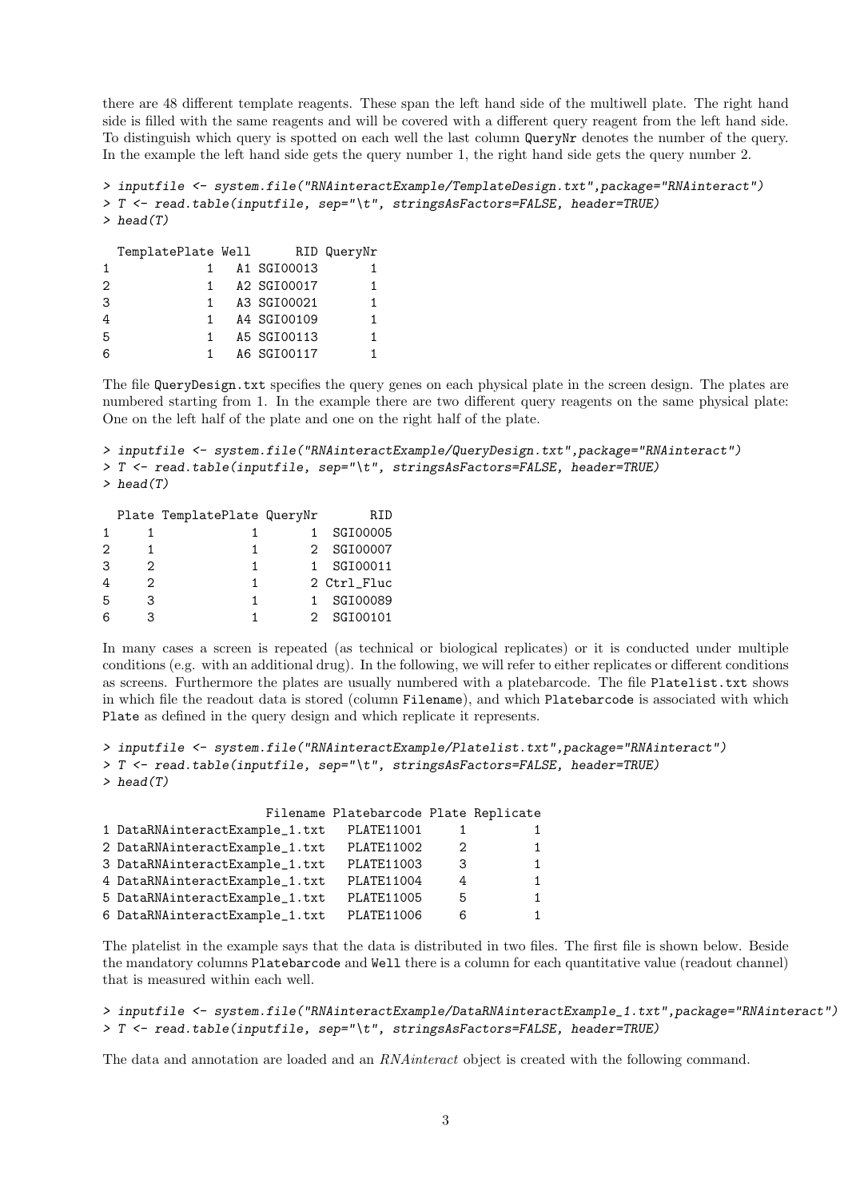there are 48 different template reagents. These span the left hand side of the multiwell plate. The right hand side is filled with the same reagents and will be covered with a different query reagent from the left hand side. To distinguish which query is spotted on each well the last column `QueryNr` denotes the number of the query. In the example the left hand side gets the query number 1, the right hand side gets the query number 2.

```
> inputfile <- system.file("RNAinteractExample/TemplateDesign.txt",package="RNAinteract")
> T <- read.table(inputfile, sep="\t", stringsAsFactors=FALSE, header=TRUE)
> head(T)
```

```
  TemplatePlate Well      RID QueryNr
1             1   A1 SGI00013       1
2             1   A2 SGI00017       1
3             1   A3 SGI00021       1
4             1   A4 SGI00109       1
5             1   A5 SGI00113       1
6             1   A6 SGI00117       1
```

The file `QueryDesign.txt` specifies the query genes on each physical plate in the screen design. The plates are numbered starting from 1. In the example there are two different query reagents on the same physical plate: One on the left half of the plate and one on the right half of the plate.

```
> inputfile <- system.file("RNAinteractExample/QueryDesign.txt",package="RNAinteract")
> T <- read.table(inputfile, sep="\t", stringsAsFactors=FALSE, header=TRUE)
> head(T)
```

```
  Plate TemplatePlate QueryNr       RID
1     1             1       1  SGI00005
2     1             1       2  SGI00007
3     2             1       1  SGI00011
4     2             1       2 Ctrl_Fluc
5     3             1       1  SGI00089
6     3             1       2  SGI00101
```

In many cases a screen is repeated (as technical or biological replicates) or it is conducted under multiple conditions (e.g. with an additional drug). In the following, we will refer to either replicates or different conditions as screens. Furthermore the plates are usually numbered with a platebarcode. The file `Platelist.txt` shows in which file the readout data is stored (column `Filename`), and which `Platebarcode` is associated with which `Plate` as defined in the query design and which replicate it represents.

```
> inputfile <- system.file("RNAinteractExample/Platelist.txt",package="RNAinteract")
> T <- read.table(inputfile, sep="\t", stringsAsFactors=FALSE, header=TRUE)
> head(T)
```

```
                     Filename Platebarcode Plate Replicate
1 DataRNAinteractExample_1.txt   PLATE11001     1         1
2 DataRNAinteractExample_1.txt   PLATE11002     2         1
3 DataRNAinteractExample_1.txt   PLATE11003     3         1
4 DataRNAinteractExample_1.txt   PLATE11004     4         1
5 DataRNAinteractExample_1.txt   PLATE11005     5         1
6 DataRNAinteractExample_1.txt   PLATE11006     6         1
```

The platelist in the example says that the data is distributed in two files. The first file is shown below. Beside the mandatory columns `Platebarcode` and `Well` there is a column for each quantitative value (readout channel) that is measured within each well.

```
> inputfile <- system.file("RNAinteractExample/DataRNAinteractExample_1.txt",package="RNAinteract")
> T <- read.table(inputfile, sep="\t", stringsAsFactors=FALSE, header=TRUE)
```

The data and annotation are loaded and an *RNAinteract* object is created with the following command.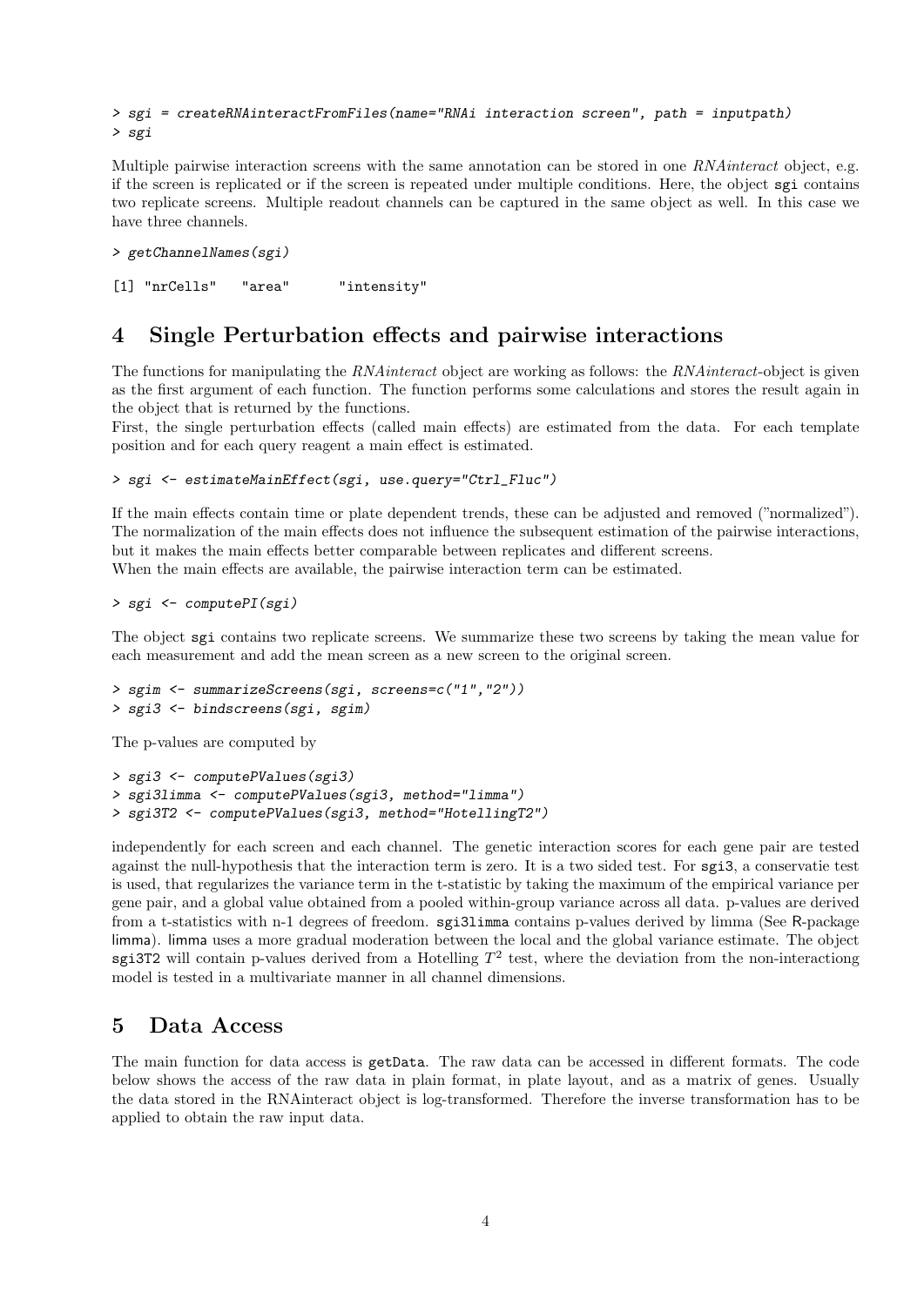```
> sgi = createRNAinteractFromFiles(name="RNAi interaction screen", path = inputpath)
> sgi
```

Multiple pairwise interaction screens with the same annotation can be stored in one *RNAinteract* object, e.g. if the screen is replicated or if the screen is repeated under multiple conditions. Here, the object sgi contains two replicate screens. Multiple readout channels can be captured in the same object as well. In this case we have three channels.

```
> getChannelNames(sgi)
```

```
[1] "nrCells"   "area"      "intensity"
```

## 4 Single Perturbation effects and pairwise interactions

The functions for manipulating the *RNAinteract* object are working as follows: the *RNAinteract*-object is given as the first argument of each function. The function performs some calculations and stores the result again in the object that is returned by the functions.
First, the single perturbation effects (called main effects) are estimated from the data. For each template position and for each query reagent a main effect is estimated.

```
> sgi <- estimateMainEffect(sgi, use.query="Ctrl_Fluc")
```

If the main effects contain time or plate dependent trends, these can be adjusted and removed ("normalized"). The normalization of the main effects does not influence the subsequent estimation of the pairwise interactions, but it makes the main effects better comparable between replicates and different screens.
When the main effects are available, the pairwise interaction term can be estimated.

```
> sgi <- computePI(sgi)
```

The object sgi contains two replicate screens. We summarize these two screens by taking the mean value for each measurement and add the mean screen as a new screen to the original screen.

```
> sgim <- summarizeScreens(sgi, screens=c("1","2"))
> sgi3 <- bindscreens(sgi, sgim)
```

The p-values are computed by

```
> sgi3 <- computePValues(sgi3)
> sgi3limma <- computePValues(sgi3, method="limma")
> sgi3T2 <- computePValues(sgi3, method="HotellingT2")
```

independently for each screen and each channel. The genetic interaction scores for each gene pair are tested against the null-hypothesis that the interaction term is zero. It is a two sided test. For sgi3, a conservatie test is used, that regularizes the variance term in the t-statistic by taking the maximum of the empirical variance per gene pair, and a global value obtained from a pooled within-group variance across all data. p-values are derived from a t-statistics with n-1 degrees of freedom. sgi3limma contains p-values derived by limma (See R-package limma). limma uses a more gradual moderation between the local and the global variance estimate. The object sgi3T2 will contain p-values derived from a Hotelling $T^2$ test, where the deviation from the non-interactiong model is tested in a multivariate manner in all channel dimensions.

## 5 Data Access

The main function for data access is getData. The raw data can be accessed in different formats. The code below shows the access of the raw data in plain format, in plate layout, and as a matrix of genes. Usually the data stored in the RNAinteract object is log-transformed. Therefore the inverse transformation has to be applied to obtain the raw input data.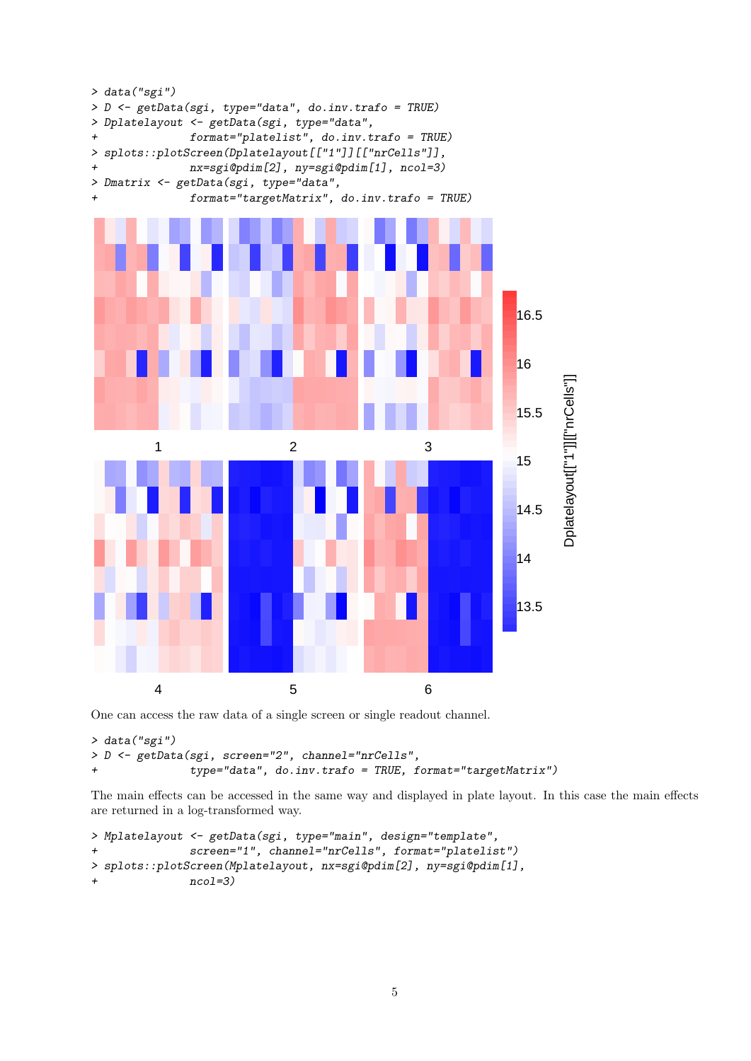```
> data("sgi")
> D <- getData(sgi, type="data", do.inv.trafo = TRUE)
> Dplatelayout <- getData(sgi, type="data",
+              format="platelist", do.inv.trafo = TRUE)
> splots::plotScreen(Dplatelayout[["1"]][["nrCells"]],
+              nx=sgi@pdim[2], ny=sgi@pdim[1], ncol=3)
> Dmatrix <- getData(sgi, type="data",
+              format="targetMatrix", do.inv.trafo = TRUE)
```

One can access the raw data of a single screen or single readout channel.

```
> data("sgi")
> D <- getData(sgi, screen="2", channel="nrCells",
+              type="data", do.inv.trafo = TRUE, format="targetMatrix")
```

The main effects can be accessed in the same way and displayed in plate layout. In this case the main effects are returned in a log-transformed way.

```
> Mplatelayout <- getData(sgi, type="main", design="template",
+              screen="1", channel="nrCells", format="platelist")
> splots::plotScreen(Mplatelayout, nx=sgi@pdim[2], ny=sgi@pdim[1],
+              ncol=3)
```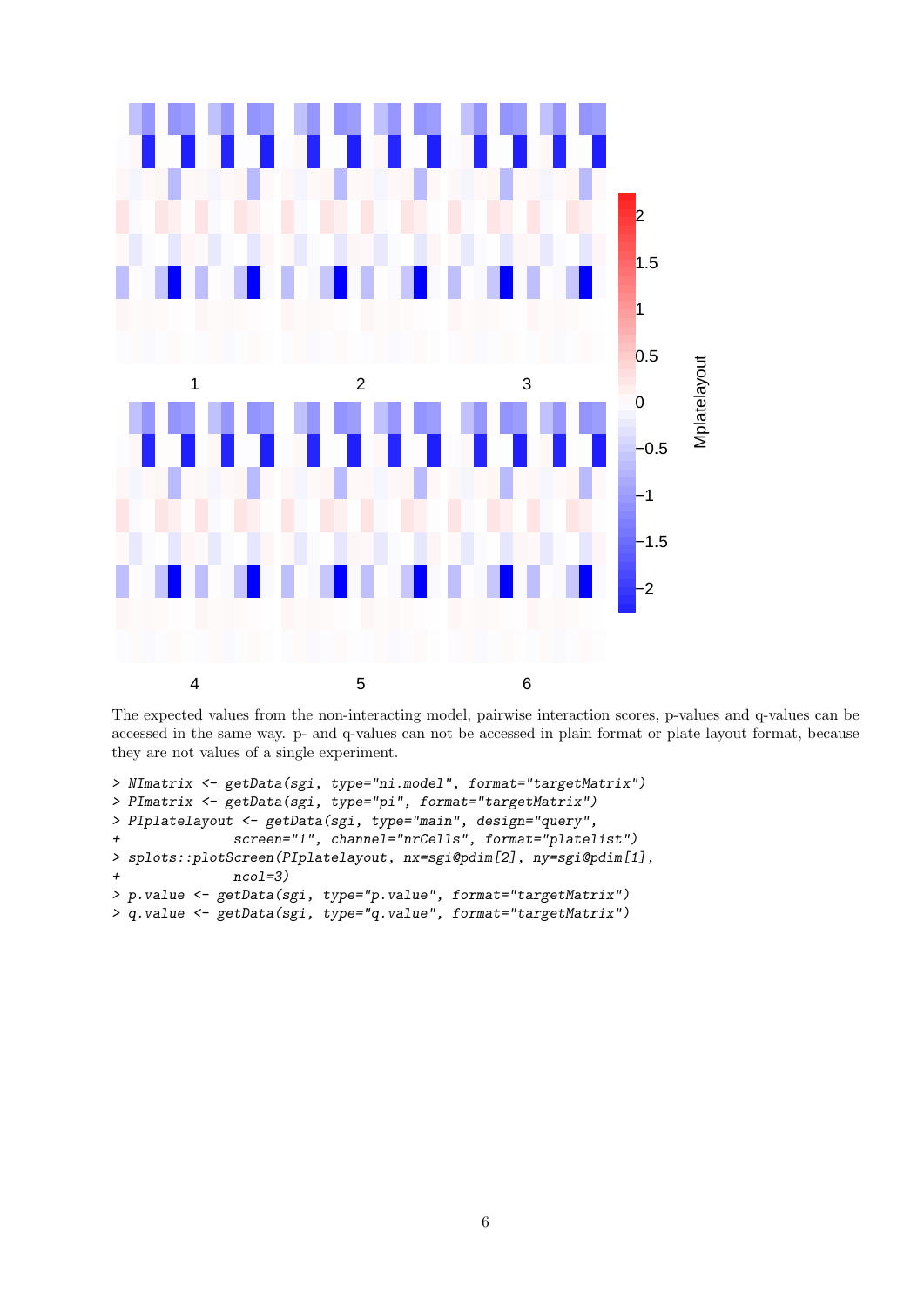The expected values from the non-interacting model, pairwise interaction scores, p-values and q-values can be accessed in the same way. p- and q-values can not be accessed in plain format or plate layout format, because they are not values of a single experiment.

```
> NImatrix <- getData(sgi, type="ni.model", format="targetMatrix")
> PImatrix <- getData(sgi, type="pi", format="targetMatrix")
> PIplatelayout <- getData(sgi, type="main", design="query",
+                screen="1", channel="nrCells", format="platelist")
> splots::plotScreen(PIplatelayout, nx=sgi@pdim[2], ny=sgi@pdim[1],
+                ncol=3)
> p.value <- getData(sgi, type="p.value", format="targetMatrix")
> q.value <- getData(sgi, type="q.value", format="targetMatrix")
```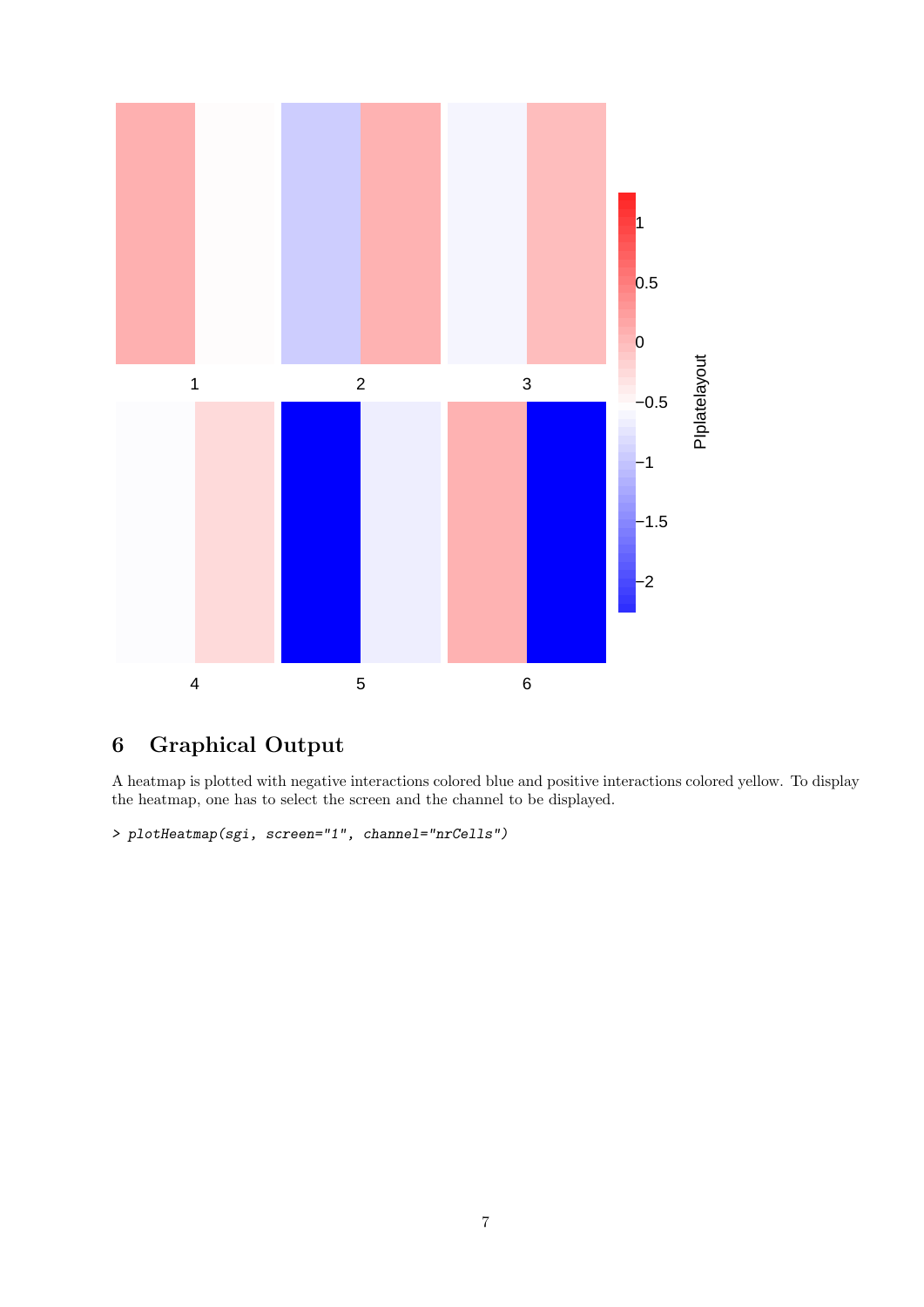## 6 Graphical Output

A heatmap is plotted with negative interactions colored blue and positive interactions colored yellow. To display the heatmap, one has to select the screen and the channel to be displayed.

```
> plotHeatmap(sgi, screen="1", channel="nrCells")
```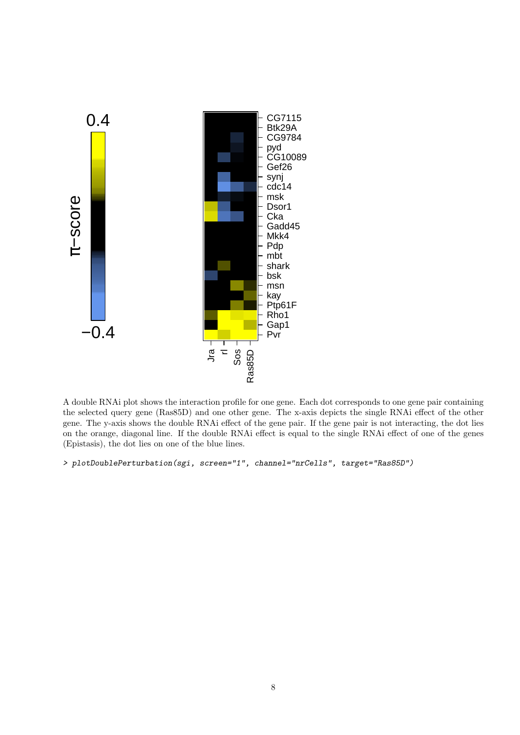A double RNAi plot shows the interaction profile for one gene. Each dot corresponds to one gene pair containing the selected query gene (Ras85D) and one other gene. The x-axis depicts the single RNAi effect of the other gene. The y-axis shows the double RNAi effect of the gene pair. If the gene pair is not interacting, the dot lies on the orange, diagonal line. If the double RNAi effect is equal to the single RNAi effect of one of the genes (Epistasis), the dot lies on one of the blue lines.

```
> plotDoublePerturbation(sgi, screen="1", channel="nrCells", target="Ras85D")
```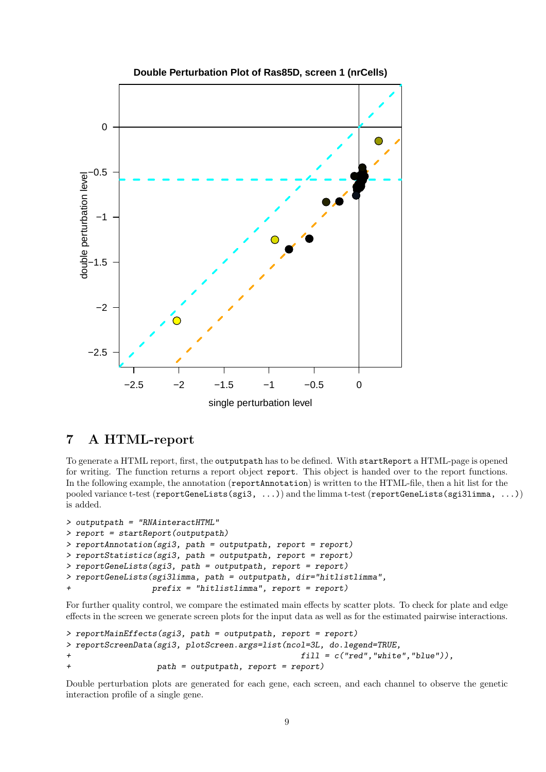## 7 A HTML-report

To generate a HTML report, first, the outputpath has to be defined. With startReport a HTML-page is opened for writing. The function returns a report object report. This object is handed over to the report functions. In the following example, the annotation (reportAnnotation) is written to the HTML-file, then a hit list for the pooled variance t-test (reportGeneLists(sgi3, ...)) and the limma t-test (reportGeneLists(sgi3limma, ...)) is added.

```
> outputpath = "RNAinteractHTML"
> report = startReport(outputpath)
> reportAnnotation(sgi3, path = outputpath, report = report)
> reportStatistics(sgi3, path = outputpath, report = report)
> reportGeneLists(sgi3, path = outputpath, report = report)
> reportGeneLists(sgi3limma, path = outputpath, dir="hitlistlimma",
+                 prefix = "hitlistlimma", report = report)
```

For further quality control, we compare the estimated main effects by scatter plots. To check for plate and edge effects in the screen we generate screen plots for the input data as well as for the estimated pairwise interactions.

```
> reportMainEffects(sgi3, path = outputpath, report = report)
> reportScreenData(sgi3, plotScreen.args=list(ncol=3L, do.legend=TRUE,
+                                    fill = c("red","white","blue")),
+                  path = outputpath, report = report)
```

Double perturbation plots are generated for each gene, each screen, and each channel to observe the genetic interaction profile of a single gene.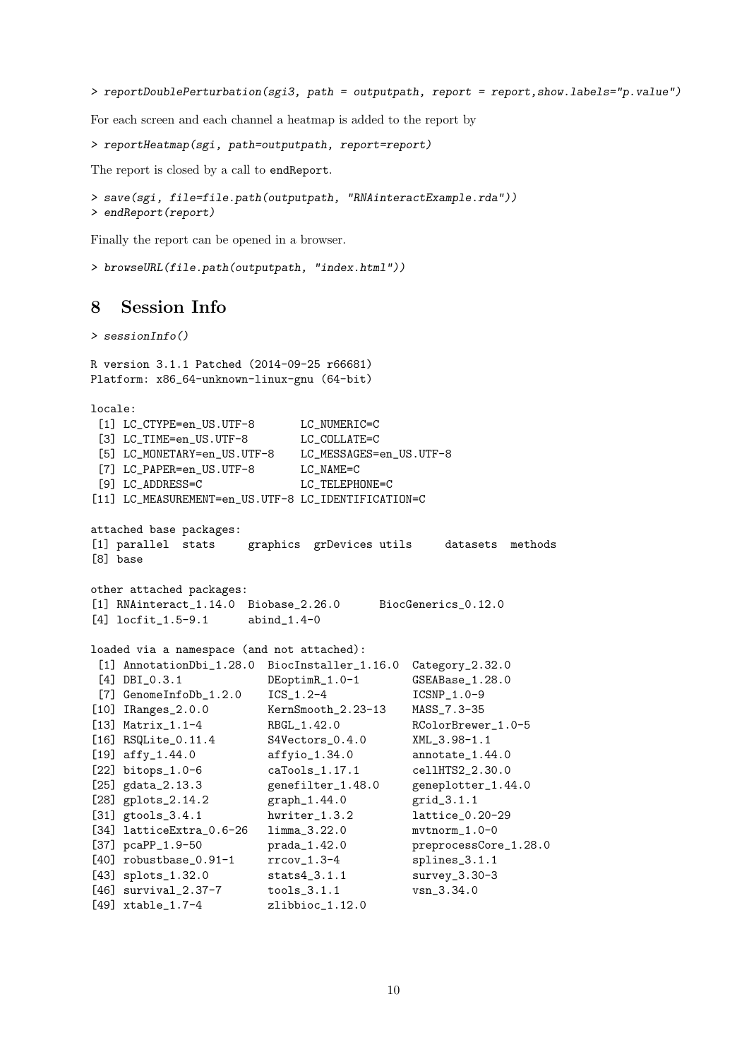```
> reportDoublePerturbation(sgi3, path = outputpath, report = report,show.labels="p.value")
```

For each screen and each channel a heatmap is added to the report by

```
> reportHeatmap(sgi, path=outputpath, report=report)
```

The report is closed by a call to `endReport`.

```
> save(sgi, file=file.path(outputpath, "RNAinteractExample.rda"))
> endReport(report)
```

Finally the report can be opened in a browser.

```
> browseURL(file.path(outputpath, "index.html"))
```

## 8 Session Info

```
> sessionInfo()

R version 3.1.1 Patched (2014-09-25 r66681)
Platform: x86_64-unknown-linux-gnu (64-bit)

locale:
 [1] LC_CTYPE=en_US.UTF-8       LC_NUMERIC=C
 [3] LC_TIME=en_US.UTF-8        LC_COLLATE=C
 [5] LC_MONETARY=en_US.UTF-8    LC_MESSAGES=en_US.UTF-8
 [7] LC_PAPER=en_US.UTF-8       LC_NAME=C
 [9] LC_ADDRESS=C               LC_TELEPHONE=C
[11] LC_MEASUREMENT=en_US.UTF-8 LC_IDENTIFICATION=C

attached base packages:
[1] parallel  stats     graphics  grDevices utils     datasets  methods
[8] base

other attached packages:
[1] RNAinteract_1.14.0  Biobase_2.26.0      BiocGenerics_0.12.0
[4] locfit_1.5-9.1      abind_1.4-0

loaded via a namespace (and not attached):
 [1] AnnotationDbi_1.28.0  BiocInstaller_1.16.0  Category_2.32.0
 [4] DBI_0.3.1             DEoptimR_1.0-1        GSEABase_1.28.0
 [7] GenomeInfoDb_1.2.0    ICS_1.2-4             ICSNP_1.0-9
[10] IRanges_2.0.0         KernSmooth_2.23-13    MASS_7.3-35
[13] Matrix_1.1-4          RBGL_1.42.0           RColorBrewer_1.0-5
[16] RSQLite_0.11.4        S4Vectors_0.4.0       XML_3.98-1.1
[19] affy_1.44.0           affyio_1.34.0         annotate_1.44.0
[22] bitops_1.0-6          caTools_1.17.1        cellHTS2_2.30.0
[25] gdata_2.13.3          genefilter_1.48.0     geneplotter_1.44.0
[28] gplots_2.14.2         graph_1.44.0          grid_3.1.1
[31] gtools_3.4.1          hwriter_1.3.2         lattice_0.20-29
[34] latticeExtra_0.6-26   limma_3.22.0          mvtnorm_1.0-0
[37] pcaPP_1.9-50          prada_1.42.0          preprocessCore_1.28.0
[40] robustbase_0.91-1     rrcov_1.3-4           splines_3.1.1
[43] splots_1.32.0         stats4_3.1.1          survey_3.30-3
[46] survival_2.37-7       tools_3.1.1           vsn_3.34.0
[49] xtable_1.7-4          zlibbioc_1.12.0
```